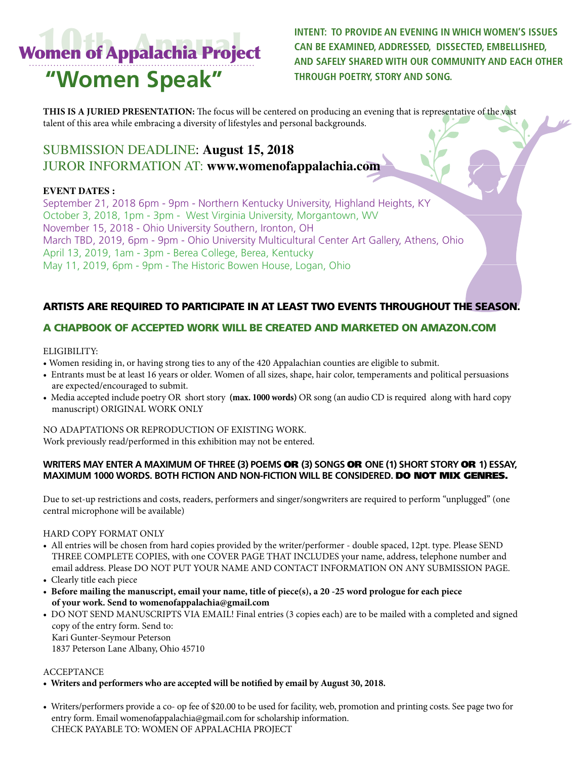# 10th Annual Women of Appalachia Project

# "Women Speak"

**INTENT: TO PROVIDE AN EVENING IN WHICH WOMEN'S ISSUES CAN BE EXAMINED, ADDRESSED, DISSECTED, EMBELLISHED, AND SAFELY SHARED WITH OUR COMMUNITY AND EACH OTHER THROUGH POETRY, STORY AND SONG.**

**THIS IS A JURIED PRESENTATION:** The focus will be centered on producing an evening that is representative of the vast talent of this area while embracing a diversity of lifestyles and personal backgrounds.

## SUBMISSION DEADLINE: **August 15, 2018**
## JUROR INFORMATION AT: **www.womenofappalachia.com**

**EVENT DATES :**

September 21, 2018 6pm - 9pm - Northern Kentucky University, Highland Heights, KY
October 3, 2018, 1pm - 3pm - West Virginia University, Morgantown, WV
November 15, 2018 - Ohio University Southern, Ironton, OH
March TBD, 2019, 6pm - 9pm - Ohio University Multicultural Center Art Gallery, Athens, Ohio
April 13, 2019, 1am - 3pm - Berea College, Berea, Kentucky
May 11, 2019, 6pm - 9pm - The Historic Bowen House, Logan, Ohio

### ARTISTS ARE REQUIRED TO PARTICIPATE IN AT LEAST TWO EVENTS THROUGHOUT THE SEASON.

### A CHAPBOOK OF ACCEPTED WORK WILL BE CREATED AND MARKETED ON AMAZON.COM

ELIGIBILITY:

- Women residing in, or having strong ties to any of the 420 Appalachian counties are eligible to submit.
- Entrants must be at least 16 years or older. Women of all sizes, shape, hair color, temperaments and political persuasions are expected/encouraged to submit.
- Media accepted include poetry OR short story **(max. 1000 words)** OR song (an audio CD is required along with hard copy manuscript) ORIGINAL WORK ONLY

NO ADAPTATIONS OR REPRODUCTION OF EXISTING WORK.
Work previously read/performed in this exhibition may not be entered.

**WRITERS MAY ENTER A MAXIMUM OF THREE (3) POEMS OR (3) SONGS OR ONE (1) SHORT STORY OR 1) ESSAY, MAXIMUM 1000 WORDS. BOTH FICTION AND NON-FICTION WILL BE CONSIDERED. DO NOT MIX GENRES.**

Due to set-up restrictions and costs, readers, performers and singer/songwriters are required to perform "unplugged" (one central microphone will be available)

HARD COPY FORMAT ONLY

- All entries will be chosen from hard copies provided by the writer/performer - double spaced, 12pt. type. Please SEND THREE COMPLETE COPIES, with one COVER PAGE THAT INCLUDES your name, address, telephone number and email address. Please DO NOT PUT YOUR NAME AND CONTACT INFORMATION ON ANY SUBMISSION PAGE.
- Clearly title each piece
- **Before mailing the manuscript, email your name, title of piece(s), a 20 -25 word prologue for each piece of your work. Send to womenofappalachia@gmail.com**
- DO NOT SEND MANUSCRIPTS VIA EMAIL! Final entries (3 copies each) are to be mailed with a completed and signed copy of the entry form. Send to:
  Kari Gunter-Seymour Peterson
  1837 Peterson Lane Albany, Ohio 45710

ACCEPTANCE

- **Writers and performers who are accepted will be notified by email by August 30, 2018.**

- Writers/performers provide a co- op fee of $20.00 to be used for facility, web, promotion and printing costs. See page two for entry form. Email womenofappalachia@gmail.com for scholarship information.
  CHECK PAYABLE TO: WOMEN OF APPALACHIA PROJECT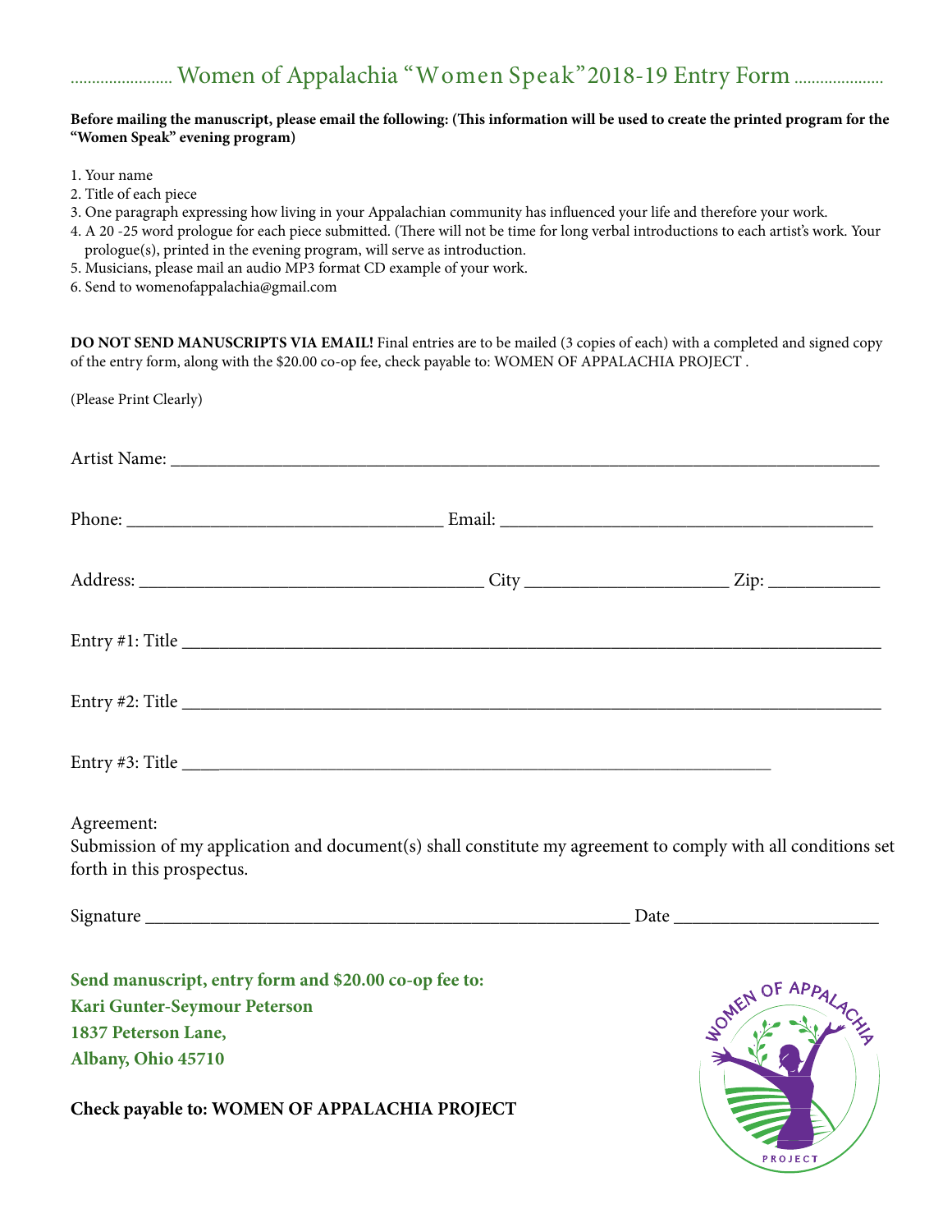# Women of Appalachia "Women Speak" 2018-19 Entry Form

**Before mailing the manuscript, please email the following: (This information will be used to create the printed program for the "Women Speak" evening program)**

1. Your name
2. Title of each piece
3. One paragraph expressing how living in your Appalachian community has influenced your life and therefore your work.
4. A 20 -25 word prologue for each piece submitted. (There will not be time for long verbal introductions to each artist's work. Your prologue(s), printed in the evening program, will serve as introduction.
5. Musicians, please mail an audio MP3 format CD example of your work.
6. Send to womenofappalachia@gmail.com

**DO NOT SEND MANUSCRIPTS VIA EMAIL!** Final entries are to be mailed (3 copies of each) with a completed and signed copy of the entry form, along with the $20.00 co-op fee, check payable to: WOMEN OF APPALACHIA PROJECT .

(Please Print Clearly)

Artist Name: ____________________________________________

Phone: ______________________ Email: ______________________

Address: ______________________ City ______________ Zip: ________

Entry #1: Title ____________________________________________

Entry #2: Title ____________________________________________

Entry #3: Title ____________________________________________

Agreement:
Submission of my application and document(s) shall constitute my agreement to comply with all conditions set forth in this prospectus.

Signature ______________________________ Date ______________

**Send manuscript, entry form and $20.00 co-op fee to:**
**Kari Gunter-Seymour Peterson**
**1837 Peterson Lane,**
**Albany, Ohio 45710**

**Check payable to: WOMEN OF APPALACHIA PROJECT**

WOMEN OF APPALACHIA
PROJECT